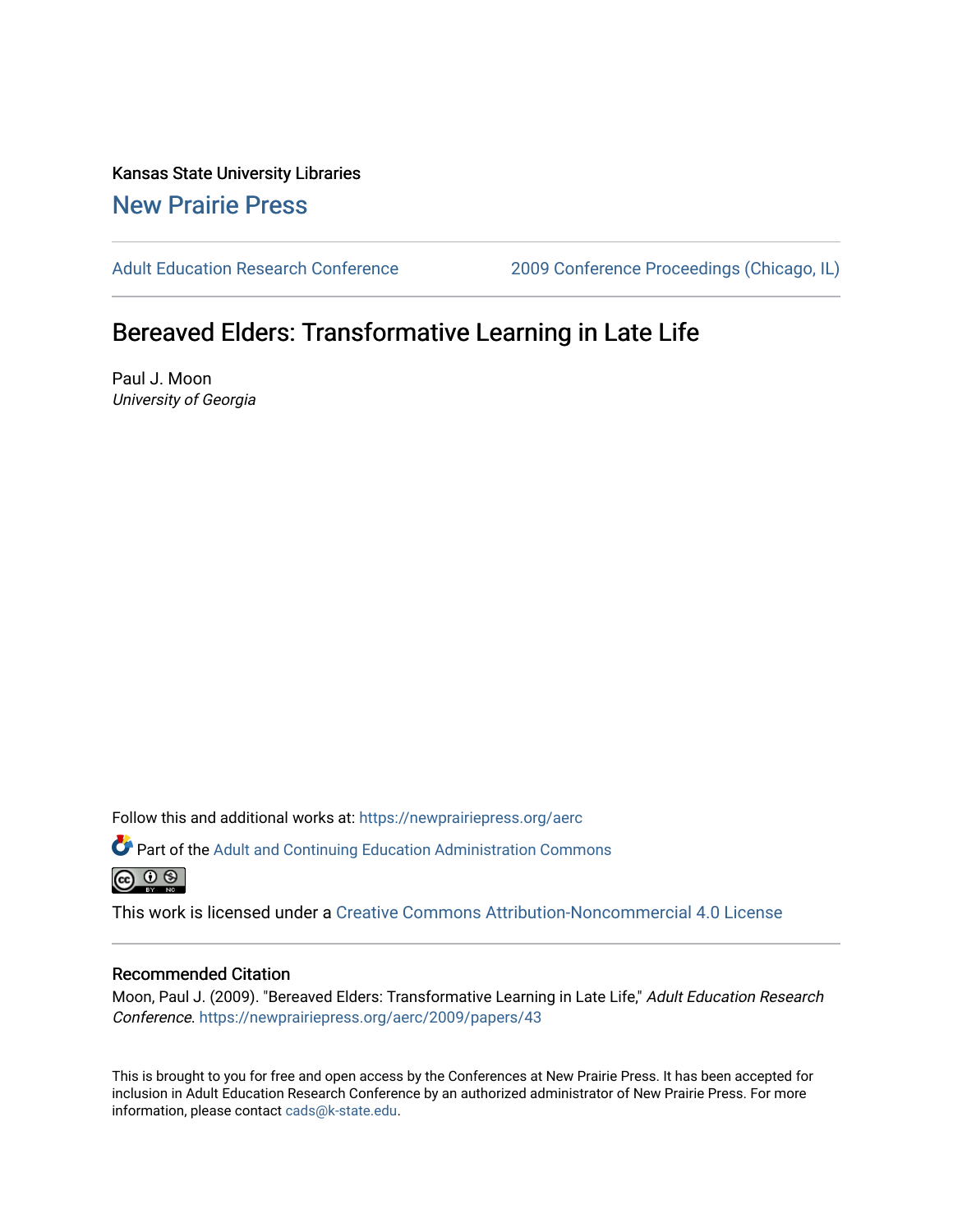Kansas State University Libraries

New Prairie Press

Adult Education Research Conference | 2009 Conference Proceedings (Chicago, IL)

# Bereaved Elders: Transformative Learning in Late Life

Paul J. Moon
*University of Georgia*

Follow this and additional works at: https://newprairiepress.org/aerc

Part of the Adult and Continuing Education Administration Commons

This work is licensed under a Creative Commons Attribution-Noncommercial 4.0 License

## Recommended Citation

Moon, Paul J. (2009). "Bereaved Elders: Transformative Learning in Late Life," *Adult Education Research Conference*. https://newprairiepress.org/aerc/2009/papers/43

This is brought to you for free and open access by the Conferences at New Prairie Press. It has been accepted for inclusion in Adult Education Research Conference by an authorized administrator of New Prairie Press. For more information, please contact cads@k-state.edu.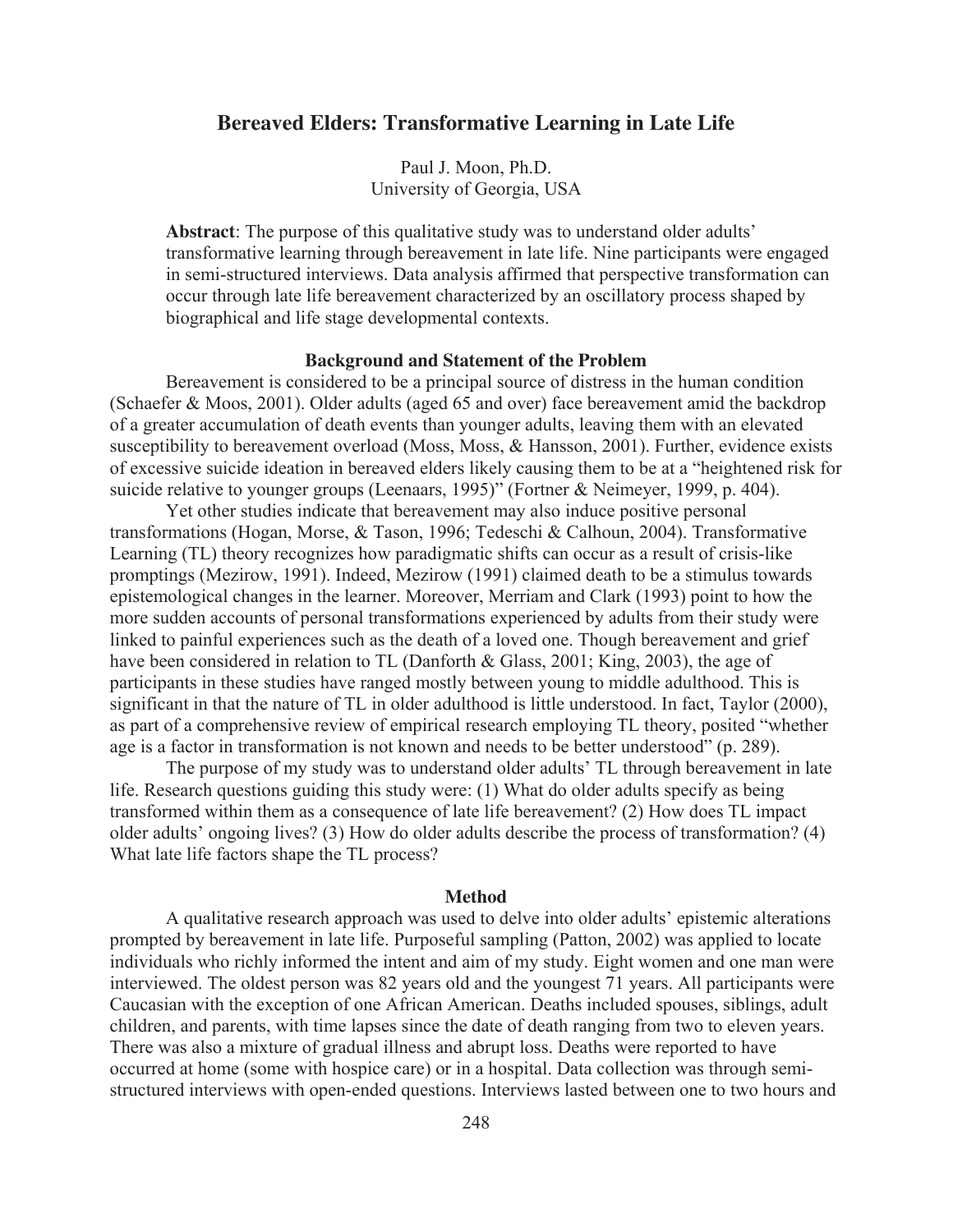# Bereaved Elders: Transformative Learning in Late Life

Paul J. Moon, Ph.D.
University of Georgia, USA

**Abstract**: The purpose of this qualitative study was to understand older adults' transformative learning through bereavement in late life. Nine participants were engaged in semi-structured interviews. Data analysis affirmed that perspective transformation can occur through late life bereavement characterized by an oscillatory process shaped by biographical and life stage developmental contexts.

## Background and Statement of the Problem

Bereavement is considered to be a principal source of distress in the human condition (Schaefer & Moos, 2001). Older adults (aged 65 and over) face bereavement amid the backdrop of a greater accumulation of death events than younger adults, leaving them with an elevated susceptibility to bereavement overload (Moss, Moss, & Hansson, 2001). Further, evidence exists of excessive suicide ideation in bereaved elders likely causing them to be at a "heightened risk for suicide relative to younger groups (Leenaars, 1995)" (Fortner & Neimeyer, 1999, p. 404).

Yet other studies indicate that bereavement may also induce positive personal transformations (Hogan, Morse, & Tason, 1996; Tedeschi & Calhoun, 2004). Transformative Learning (TL) theory recognizes how paradigmatic shifts can occur as a result of crisis-like promptings (Mezirow, 1991). Indeed, Mezirow (1991) claimed death to be a stimulus towards epistemological changes in the learner. Moreover, Merriam and Clark (1993) point to how the more sudden accounts of personal transformations experienced by adults from their study were linked to painful experiences such as the death of a loved one. Though bereavement and grief have been considered in relation to TL (Danforth & Glass, 2001; King, 2003), the age of participants in these studies have ranged mostly between young to middle adulthood. This is significant in that the nature of TL in older adulthood is little understood. In fact, Taylor (2000), as part of a comprehensive review of empirical research employing TL theory, posited "whether age is a factor in transformation is not known and needs to be better understood" (p. 289).

The purpose of my study was to understand older adults' TL through bereavement in late life. Research questions guiding this study were: (1) What do older adults specify as being transformed within them as a consequence of late life bereavement? (2) How does TL impact older adults' ongoing lives? (3) How do older adults describe the process of transformation? (4) What late life factors shape the TL process?

## Method

A qualitative research approach was used to delve into older adults' epistemic alterations prompted by bereavement in late life. Purposeful sampling (Patton, 2002) was applied to locate individuals who richly informed the intent and aim of my study. Eight women and one man were interviewed. The oldest person was 82 years old and the youngest 71 years. All participants were Caucasian with the exception of one African American. Deaths included spouses, siblings, adult children, and parents, with time lapses since the date of death ranging from two to eleven years. There was also a mixture of gradual illness and abrupt loss. Deaths were reported to have occurred at home (some with hospice care) or in a hospital. Data collection was through semi-structured interviews with open-ended questions. Interviews lasted between one to two hours and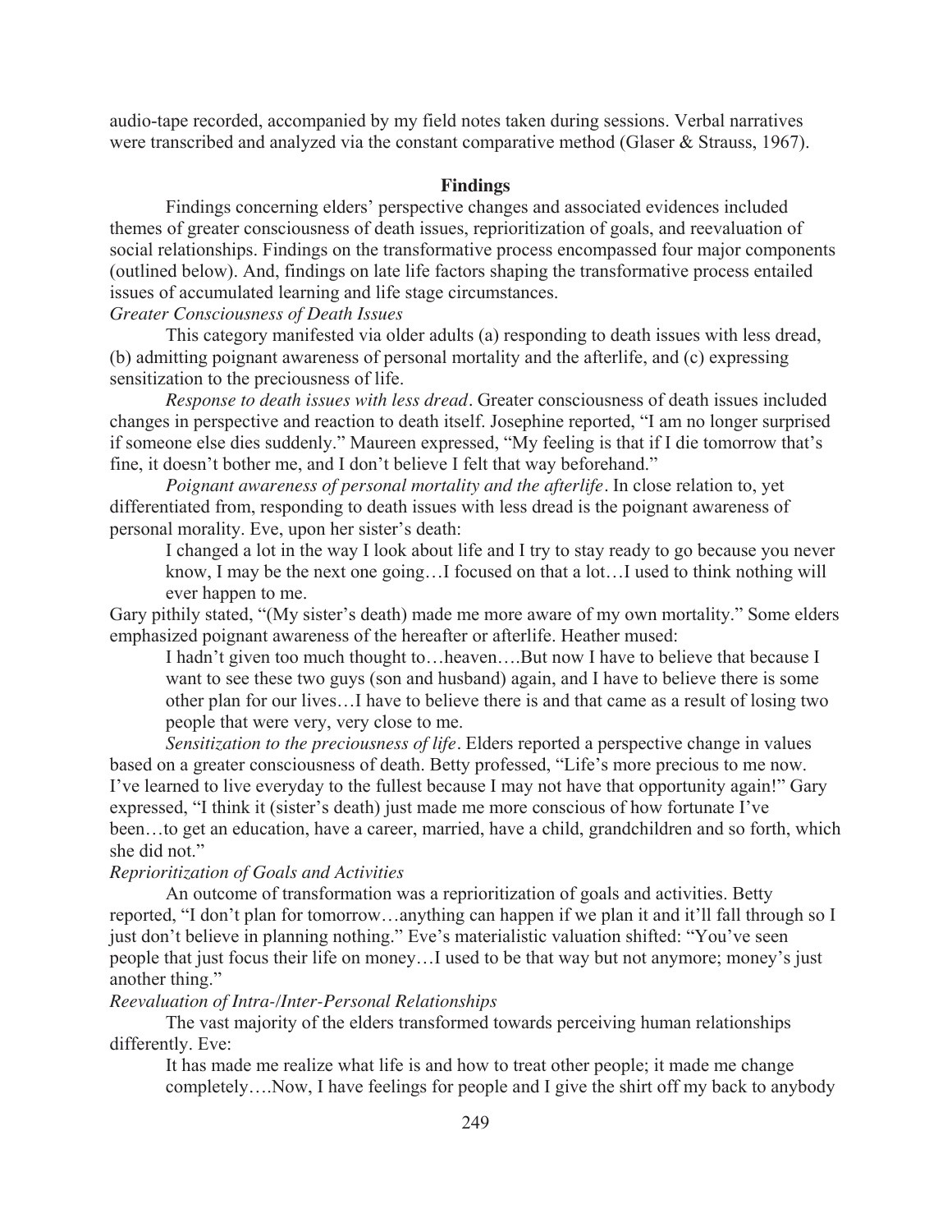audio-tape recorded, accompanied by my field notes taken during sessions. Verbal narratives were transcribed and analyzed via the constant comparative method (Glaser & Strauss, 1967).

## Findings

Findings concerning elders' perspective changes and associated evidences included themes of greater consciousness of death issues, reprioritization of goals, and reevaluation of social relationships. Findings on the transformative process encompassed four major components (outlined below). And, findings on late life factors shaping the transformative process entailed issues of accumulated learning and life stage circumstances.

### *Greater Consciousness of Death Issues*

This category manifested via older adults (a) responding to death issues with less dread, (b) admitting poignant awareness of personal mortality and the afterlife, and (c) expressing sensitization to the preciousness of life.

*Response to death issues with less dread*. Greater consciousness of death issues included changes in perspective and reaction to death itself. Josephine reported, "I am no longer surprised if someone else dies suddenly." Maureen expressed, "My feeling is that if I die tomorrow that's fine, it doesn't bother me, and I don't believe I felt that way beforehand."

*Poignant awareness of personal mortality and the afterlife*. In close relation to, yet differentiated from, responding to death issues with less dread is the poignant awareness of personal morality. Eve, upon her sister's death:

> I changed a lot in the way I look about life and I try to stay ready to go because you never know, I may be the next one going…I focused on that a lot…I used to think nothing will ever happen to me.

Gary pithily stated, "(My sister's death) made me more aware of my own mortality." Some elders emphasized poignant awareness of the hereafter or afterlife. Heather mused:

> I hadn't given too much thought to…heaven….But now I have to believe that because I want to see these two guys (son and husband) again, and I have to believe there is some other plan for our lives…I have to believe there is and that came as a result of losing two people that were very, very close to me.

*Sensitization to the preciousness of life*. Elders reported a perspective change in values based on a greater consciousness of death. Betty professed, "Life's more precious to me now. I've learned to live everyday to the fullest because I may not have that opportunity again!" Gary expressed, "I think it (sister's death) just made me more conscious of how fortunate I've been…to get an education, have a career, married, have a child, grandchildren and so forth, which she did not."

### *Reprioritization of Goals and Activities*

An outcome of transformation was a reprioritization of goals and activities. Betty reported, "I don't plan for tomorrow…anything can happen if we plan it and it'll fall through so I just don't believe in planning nothing." Eve's materialistic valuation shifted: "You've seen people that just focus their life on money…I used to be that way but not anymore; money's just another thing."

### *Reevaluation of Intra-/Inter-Personal Relationships*

The vast majority of the elders transformed towards perceiving human relationships differently. Eve:

> It has made me realize what life is and how to treat other people; it made me change completely….Now, I have feelings for people and I give the shirt off my back to anybody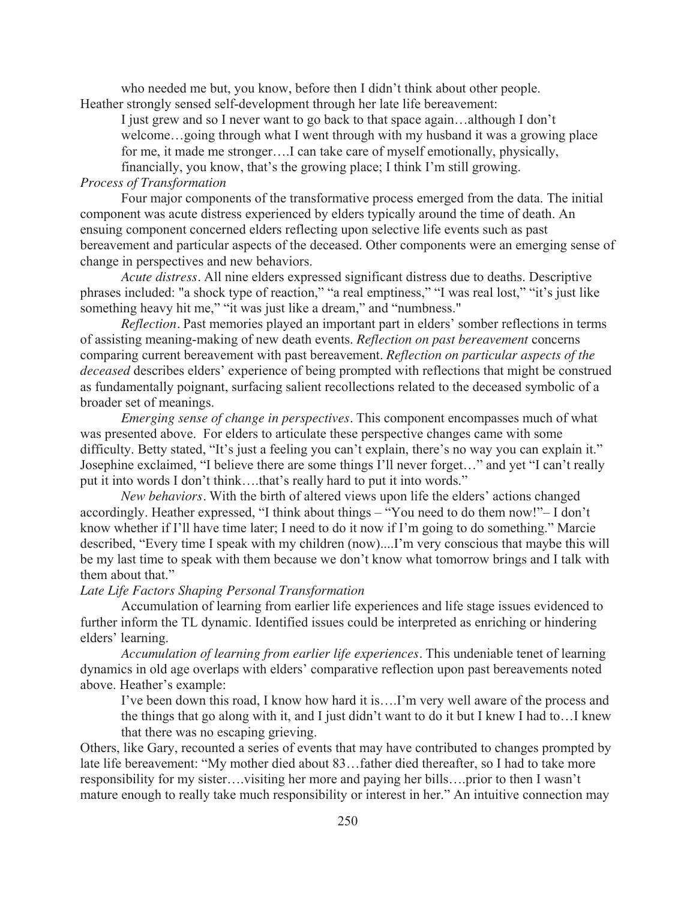who needed me but, you know, before then I didn't think about other people.

Heather strongly sensed self-development through her late life bereavement:

> I just grew and so I never want to go back to that space again…although I don't welcome…going through what I went through with my husband it was a growing place for me, it made me stronger….I can take care of myself emotionally, physically, financially, you know, that's the growing place; I think I'm still growing.

*Process of Transformation*

Four major components of the transformative process emerged from the data. The initial component was acute distress experienced by elders typically around the time of death. An ensuing component concerned elders reflecting upon selective life events such as past bereavement and particular aspects of the deceased. Other components were an emerging sense of change in perspectives and new behaviors.

*Acute distress*. All nine elders expressed significant distress due to deaths. Descriptive phrases included: "a shock type of reaction," "a real emptiness," "I was real lost," "it's just like something heavy hit me," "it was just like a dream," and "numbness."

*Reflection*. Past memories played an important part in elders' somber reflections in terms of assisting meaning-making of new death events. *Reflection on past bereavement* concerns comparing current bereavement with past bereavement. *Reflection on particular aspects of the deceased* describes elders' experience of being prompted with reflections that might be construed as fundamentally poignant, surfacing salient recollections related to the deceased symbolic of a broader set of meanings.

*Emerging sense of change in perspectives*. This component encompasses much of what was presented above. For elders to articulate these perspective changes came with some difficulty. Betty stated, "It's just a feeling you can't explain, there's no way you can explain it." Josephine exclaimed, "I believe there are some things I'll never forget…" and yet "I can't really put it into words I don't think….that's really hard to put it into words."

*New behaviors*. With the birth of altered views upon life the elders' actions changed accordingly. Heather expressed, "I think about things – "You need to do them now!"– I don't know whether if I'll have time later; I need to do it now if I'm going to do something." Marcie described, "Every time I speak with my children (now)....I'm very conscious that maybe this will be my last time to speak with them because we don't know what tomorrow brings and I talk with them about that."

*Late Life Factors Shaping Personal Transformation*

Accumulation of learning from earlier life experiences and life stage issues evidenced to further inform the TL dynamic. Identified issues could be interpreted as enriching or hindering elders' learning.

*Accumulation of learning from earlier life experiences*. This undeniable tenet of learning dynamics in old age overlaps with elders' comparative reflection upon past bereavements noted above. Heather's example:

> I've been down this road, I know how hard it is….I'm very well aware of the process and the things that go along with it, and I just didn't want to do it but I knew I had to…I knew that there was no escaping grieving.

Others, like Gary, recounted a series of events that may have contributed to changes prompted by late life bereavement: "My mother died about 83…father died thereafter, so I had to take more responsibility for my sister….visiting her more and paying her bills….prior to then I wasn't mature enough to really take much responsibility or interest in her." An intuitive connection may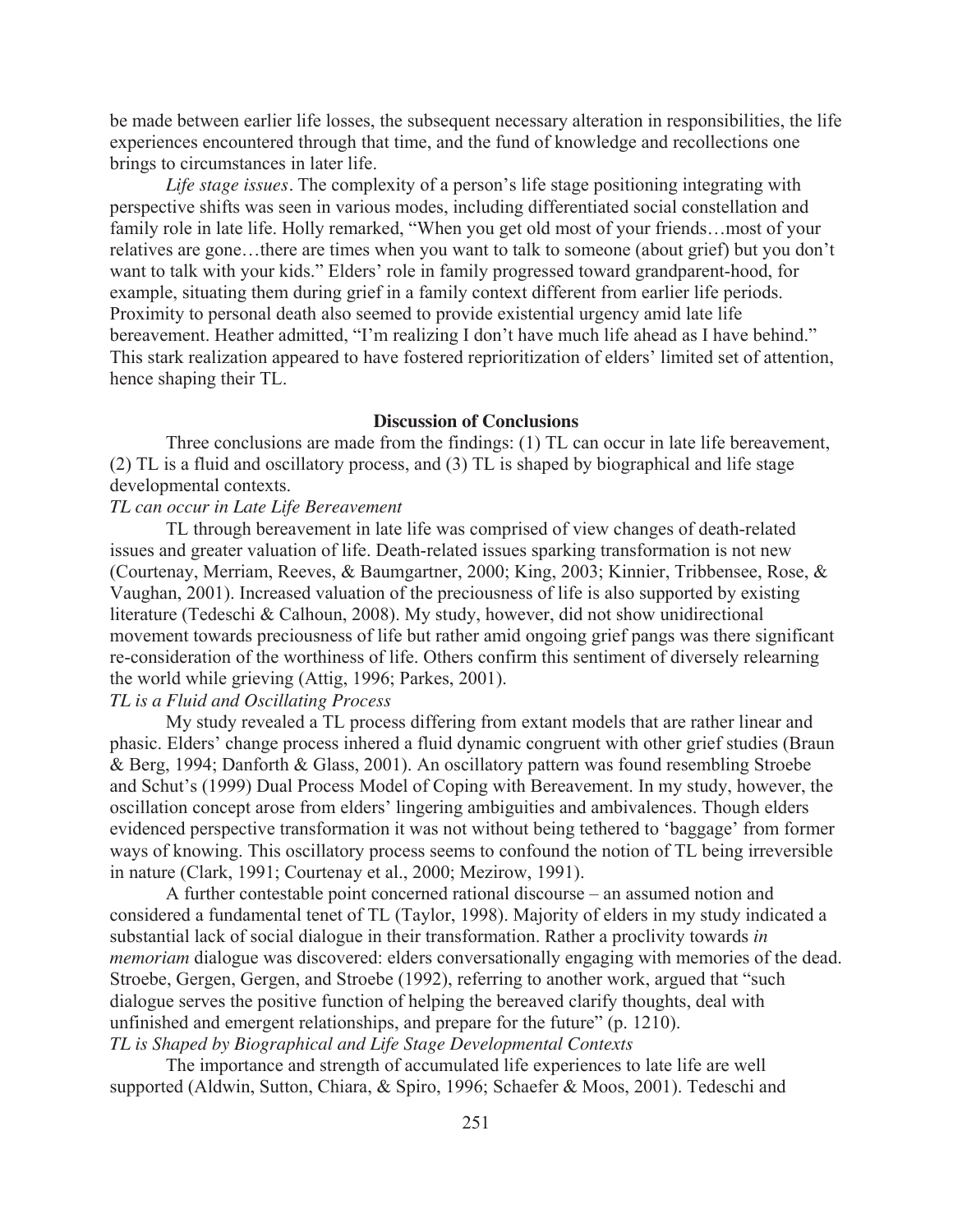be made between earlier life losses, the subsequent necessary alteration in responsibilities, the life experiences encountered through that time, and the fund of knowledge and recollections one brings to circumstances in later life.

*Life stage issues*. The complexity of a person's life stage positioning integrating with perspective shifts was seen in various modes, including differentiated social constellation and family role in late life. Holly remarked, "When you get old most of your friends…most of your relatives are gone…there are times when you want to talk to someone (about grief) but you don't want to talk with your kids." Elders' role in family progressed toward grandparent-hood, for example, situating them during grief in a family context different from earlier life periods. Proximity to personal death also seemed to provide existential urgency amid late life bereavement. Heather admitted, "I'm realizing I don't have much life ahead as I have behind." This stark realization appeared to have fostered reprioritization of elders' limited set of attention, hence shaping their TL.

## Discussion of Conclusions

Three conclusions are made from the findings: (1) TL can occur in late life bereavement, (2) TL is a fluid and oscillatory process, and (3) TL is shaped by biographical and life stage developmental contexts.

### *TL can occur in Late Life Bereavement*

TL through bereavement in late life was comprised of view changes of death-related issues and greater valuation of life. Death-related issues sparking transformation is not new (Courtenay, Merriam, Reeves, & Baumgartner, 2000; King, 2003; Kinnier, Tribbensee, Rose, & Vaughan, 2001). Increased valuation of the preciousness of life is also supported by existing literature (Tedeschi & Calhoun, 2008). My study, however, did not show unidirectional movement towards preciousness of life but rather amid ongoing grief pangs was there significant re-consideration of the worthiness of life. Others confirm this sentiment of diversely relearning the world while grieving (Attig, 1996; Parkes, 2001).

### *TL is a Fluid and Oscillating Process*

My study revealed a TL process differing from extant models that are rather linear and phasic. Elders' change process inhered a fluid dynamic congruent with other grief studies (Braun & Berg, 1994; Danforth & Glass, 2001). An oscillatory pattern was found resembling Stroebe and Schut's (1999) Dual Process Model of Coping with Bereavement. In my study, however, the oscillation concept arose from elders' lingering ambiguities and ambivalences. Though elders evidenced perspective transformation it was not without being tethered to 'baggage' from former ways of knowing. This oscillatory process seems to confound the notion of TL being irreversible in nature (Clark, 1991; Courtenay et al., 2000; Mezirow, 1991).

A further contestable point concerned rational discourse – an assumed notion and considered a fundamental tenet of TL (Taylor, 1998). Majority of elders in my study indicated a substantial lack of social dialogue in their transformation. Rather a proclivity towards *in memoriam* dialogue was discovered: elders conversationally engaging with memories of the dead. Stroebe, Gergen, Gergen, and Stroebe (1992), referring to another work, argued that "such dialogue serves the positive function of helping the bereaved clarify thoughts, deal with unfinished and emergent relationships, and prepare for the future" (p. 1210).

### *TL is Shaped by Biographical and Life Stage Developmental Contexts*

The importance and strength of accumulated life experiences to late life are well supported (Aldwin, Sutton, Chiara, & Spiro, 1996; Schaefer & Moos, 2001). Tedeschi and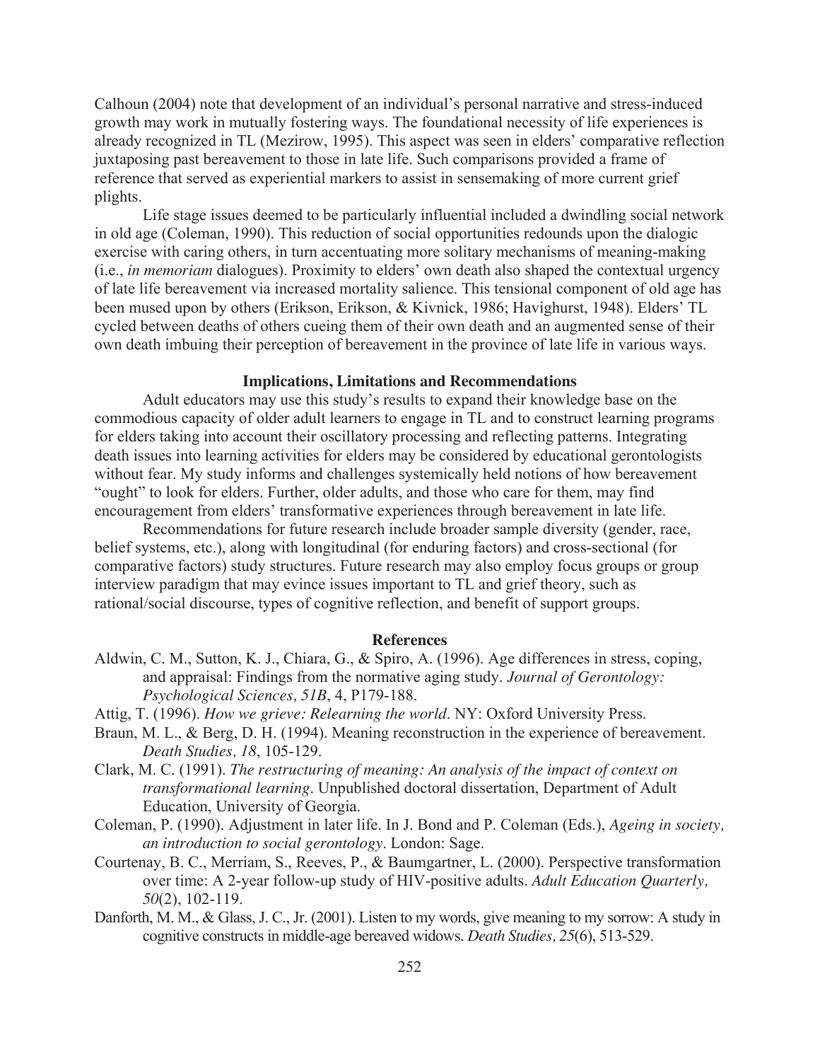Calhoun (2004) note that development of an individual's personal narrative and stress-induced growth may work in mutually fostering ways. The foundational necessity of life experiences is already recognized in TL (Mezirow, 1995). This aspect was seen in elders' comparative reflection juxtaposing past bereavement to those in late life. Such comparisons provided a frame of reference that served as experiential markers to assist in sensemaking of more current grief plights.

Life stage issues deemed to be particularly influential included a dwindling social network in old age (Coleman, 1990). This reduction of social opportunities redounds upon the dialogic exercise with caring others, in turn accentuating more solitary mechanisms of meaning-making (i.e., *in memoriam* dialogues). Proximity to elders' own death also shaped the contextual urgency of late life bereavement via increased mortality salience. This tensional component of old age has been mused upon by others (Erikson, Erikson, & Kivnick, 1986; Havighurst, 1948). Elders' TL cycled between deaths of others cueing them of their own death and an augmented sense of their own death imbuing their perception of bereavement in the province of late life in various ways.

## Implications, Limitations and Recommendations

Adult educators may use this study's results to expand their knowledge base on the commodious capacity of older adult learners to engage in TL and to construct learning programs for elders taking into account their oscillatory processing and reflecting patterns. Integrating death issues into learning activities for elders may be considered by educational gerontologists without fear. My study informs and challenges systemically held notions of how bereavement "ought" to look for elders. Further, older adults, and those who care for them, may find encouragement from elders' transformative experiences through bereavement in late life.

Recommendations for future research include broader sample diversity (gender, race, belief systems, etc.), along with longitudinal (for enduring factors) and cross-sectional (for comparative factors) study structures. Future research may also employ focus groups or group interview paradigm that may evince issues important to TL and grief theory, such as rational/social discourse, types of cognitive reflection, and benefit of support groups.

## References

Aldwin, C. M., Sutton, K. J., Chiara, G., & Spiro, A. (1996). Age differences in stress, coping, and appraisal: Findings from the normative aging study. *Journal of Gerontology: Psychological Sciences, 51B*, 4, P179-188.

Attig, T. (1996). *How we grieve: Relearning the world*. NY: Oxford University Press.

Braun, M. L., & Berg, D. H. (1994). Meaning reconstruction in the experience of bereavement. *Death Studies, 18*, 105-129.

Clark, M. C. (1991). *The restructuring of meaning: An analysis of the impact of context on transformational learning*. Unpublished doctoral dissertation, Department of Adult Education, University of Georgia.

Coleman, P. (1990). Adjustment in later life. In J. Bond and P. Coleman (Eds.), *Ageing in society, an introduction to social gerontology*. London: Sage.

Courtenay, B. C., Merriam, S., Reeves, P., & Baumgartner, L. (2000). Perspective transformation over time: A 2-year follow-up study of HIV-positive adults. *Adult Education Quarterly, 50*(2), 102-119.

Danforth, M. M., & Glass, J. C., Jr. (2001). Listen to my words, give meaning to my sorrow: A study in cognitive constructs in middle-age bereaved widows. *Death Studies, 25*(6), 513-529.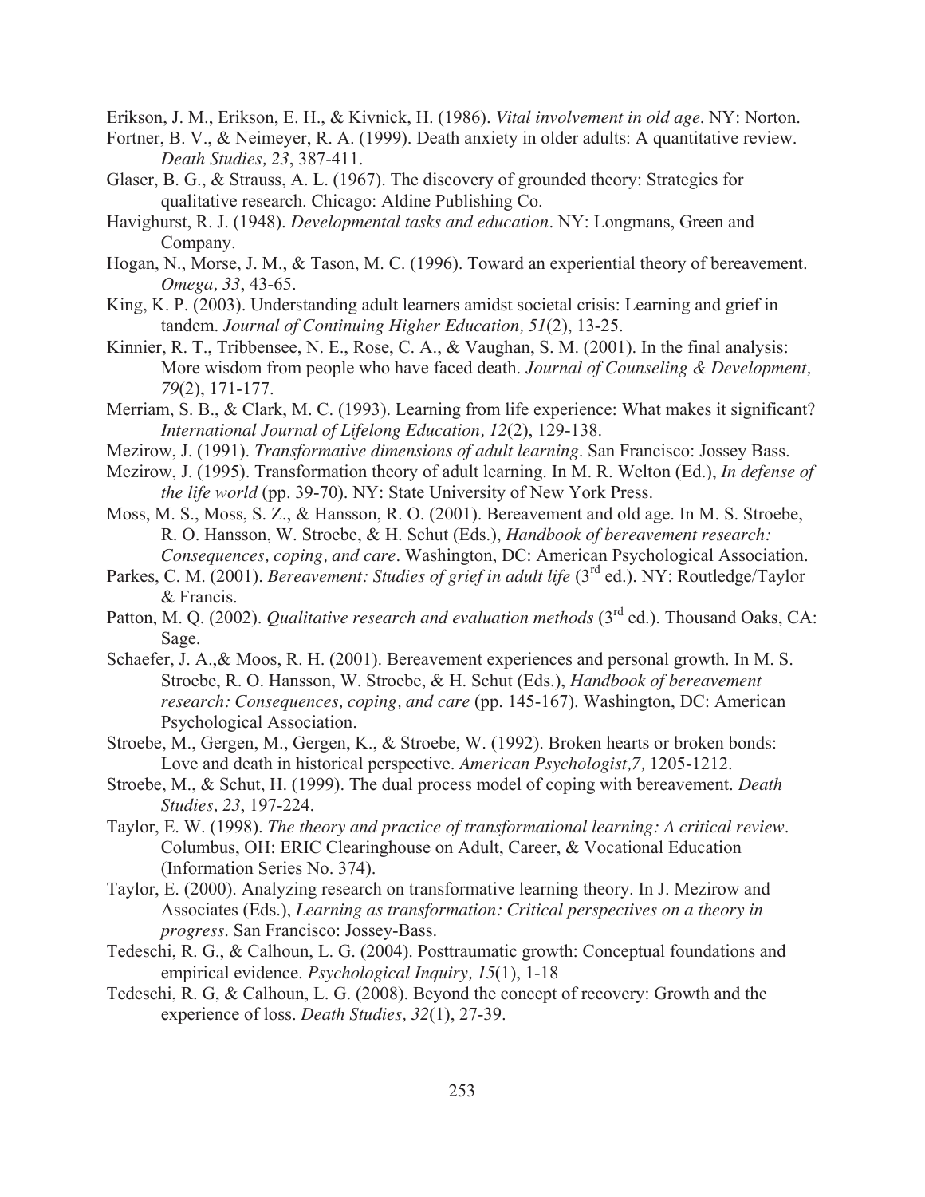Erikson, J. M., Erikson, E. H., & Kivnick, H. (1986). *Vital involvement in old age*. NY: Norton.

Fortner, B. V., & Neimeyer, R. A. (1999). Death anxiety in older adults: A quantitative review. *Death Studies, 23*, 387-411.

Glaser, B. G., & Strauss, A. L. (1967). The discovery of grounded theory: Strategies for qualitative research. Chicago: Aldine Publishing Co.

Havighurst, R. J. (1948). *Developmental tasks and education*. NY: Longmans, Green and Company.

Hogan, N., Morse, J. M., & Tason, M. C. (1996). Toward an experiential theory of bereavement. *Omega, 33*, 43-65.

King, K. P. (2003). Understanding adult learners amidst societal crisis: Learning and grief in tandem. *Journal of Continuing Higher Education, 51*(2), 13-25.

Kinnier, R. T., Tribbensee, N. E., Rose, C. A., & Vaughan, S. M. (2001). In the final analysis: More wisdom from people who have faced death. *Journal of Counseling & Development, 79*(2), 171-177.

Merriam, S. B., & Clark, M. C. (1993). Learning from life experience: What makes it significant? *International Journal of Lifelong Education, 12*(2), 129-138.

Mezirow, J. (1991). *Transformative dimensions of adult learning*. San Francisco: Jossey Bass.

Mezirow, J. (1995). Transformation theory of adult learning. In M. R. Welton (Ed.), *In defense of the life world* (pp. 39-70). NY: State University of New York Press.

Moss, M. S., Moss, S. Z., & Hansson, R. O. (2001). Bereavement and old age. In M. S. Stroebe, R. O. Hansson, W. Stroebe, & H. Schut (Eds.), *Handbook of bereavement research: Consequences, coping, and care*. Washington, DC: American Psychological Association.

Parkes, C. M. (2001). *Bereavement: Studies of grief in adult life* (3rd ed.). NY: Routledge/Taylor & Francis.

Patton, M. Q. (2002). *Qualitative research and evaluation methods* (3rd ed.). Thousand Oaks, CA: Sage.

Schaefer, J. A.,& Moos, R. H. (2001). Bereavement experiences and personal growth. In M. S. Stroebe, R. O. Hansson, W. Stroebe, & H. Schut (Eds.), *Handbook of bereavement research: Consequences, coping, and care* (pp. 145-167). Washington, DC: American Psychological Association.

Stroebe, M., Gergen, M., Gergen, K., & Stroebe, W. (1992). Broken hearts or broken bonds: Love and death in historical perspective. *American Psychologist,7,* 1205-1212.

Stroebe, M., & Schut, H. (1999). The dual process model of coping with bereavement. *Death Studies, 23*, 197-224.

Taylor, E. W. (1998). *The theory and practice of transformational learning: A critical review*. Columbus, OH: ERIC Clearinghouse on Adult, Career, & Vocational Education (Information Series No. 374).

Taylor, E. (2000). Analyzing research on transformative learning theory. In J. Mezirow and Associates (Eds.), *Learning as transformation: Critical perspectives on a theory in progress*. San Francisco: Jossey-Bass.

Tedeschi, R. G., & Calhoun, L. G. (2004). Posttraumatic growth: Conceptual foundations and empirical evidence. *Psychological Inquiry, 15*(1), 1-18

Tedeschi, R. G, & Calhoun, L. G. (2008). Beyond the concept of recovery: Growth and the experience of loss. *Death Studies, 32*(1), 27-39.